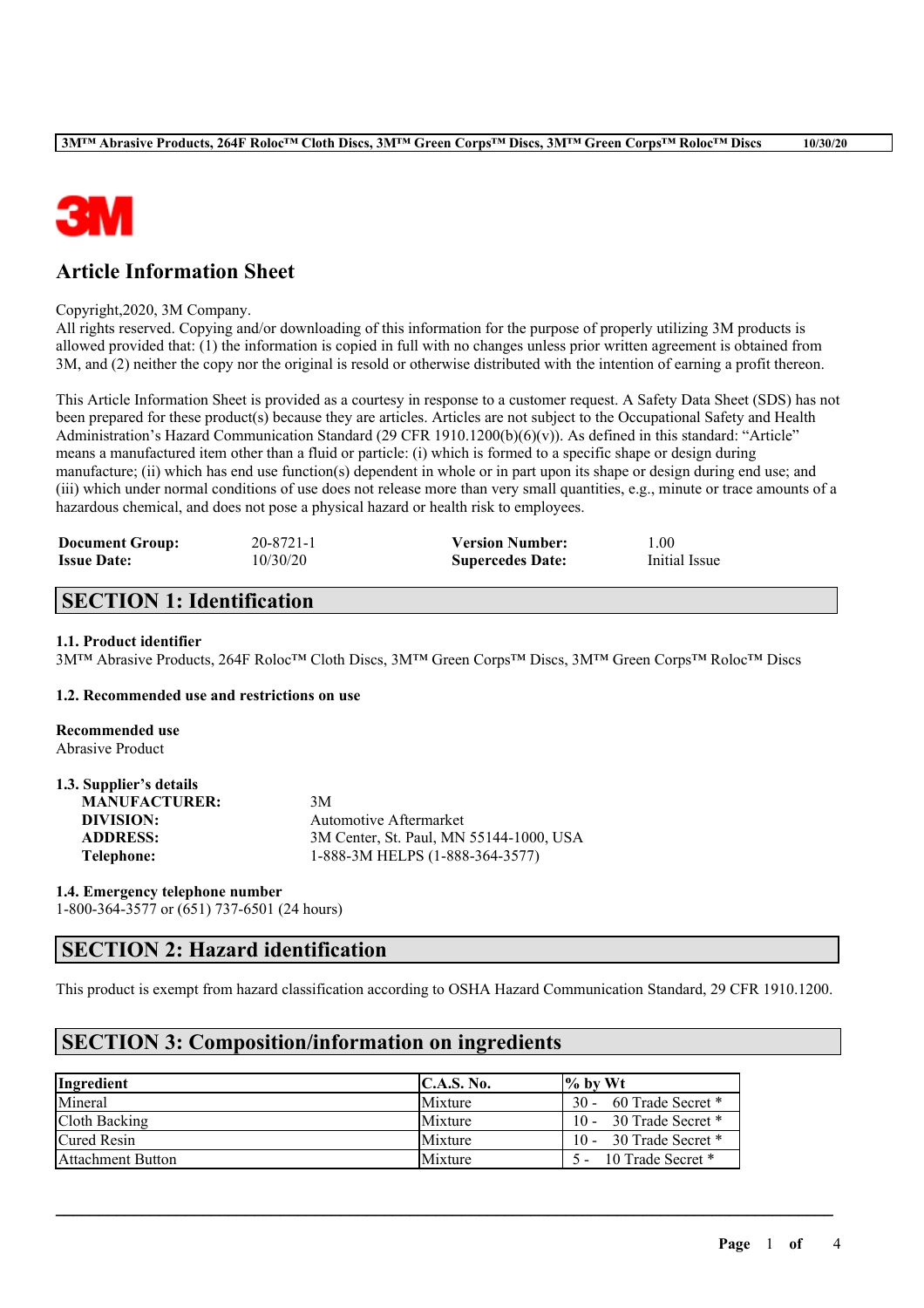# Article Information Sheet

Copyright,2020, 3M Company.
All rights reserved. Copying and/or downloading of this information for the purpose of properly utilizing 3M products is allowed provided that: (1) the information is copied in full with no changes unless prior written agreement is obtained from 3M, and (2) neither the copy nor the original is resold or otherwise distributed with the intention of earning a profit thereon.

This Article Information Sheet is provided as a courtesy in response to a customer request. A Safety Data Sheet (SDS) has not been prepared for these product(s) because they are articles. Articles are not subject to the Occupational Safety and Health Administration's Hazard Communication Standard (29 CFR 1910.1200(b)(6)(v)). As defined in this standard: "Article" means a manufactured item other than a fluid or particle: (i) which is formed to a specific shape or design during manufacture; (ii) which has end use function(s) dependent in whole or in part upon its shape or design during end use; and (iii) which under normal conditions of use does not release more than very small quantities, e.g., minute or trace amounts of a hazardous chemical, and does not pose a physical hazard or health risk to employees.

| | | | |
|---|---|---|---|
| **Document Group:** | 20-8721-1 | **Version Number:** | 1.00 |
| **Issue Date:** | 10/30/20 | **Supercedes Date:** | Initial Issue |

## SECTION 1: Identification

### 1.1. Product identifier

3M™ Abrasive Products, 264F Roloc™ Cloth Discs, 3M™ Green Corps™ Discs, 3M™ Green Corps™ Roloc™ Discs

### 1.2. Recommended use and restrictions on use

**Recommended use**
Abrasive Product

### 1.3. Supplier's details

**MANUFACTURER:** 3M
**DIVISION:** Automotive Aftermarket
**ADDRESS:** 3M Center, St. Paul, MN 55144-1000, USA
**Telephone:** 1-888-3M HELPS (1-888-364-3577)

### 1.4. Emergency telephone number

1-800-364-3577 or (651) 737-6501 (24 hours)

## SECTION 2: Hazard identification

This product is exempt from hazard classification according to OSHA Hazard Communication Standard, 29 CFR 1910.1200.

## SECTION 3: Composition/information on ingredients

| Ingredient | C.A.S. No. | % by Wt |
|---|---|---|
| Mineral | Mixture | 30 - 60 Trade Secret * |
| Cloth Backing | Mixture | 10 - 30 Trade Secret * |
| Cured Resin | Mixture | 10 - 30 Trade Secret * |
| Attachment Button | Mixture | 5 - 10 Trade Secret * |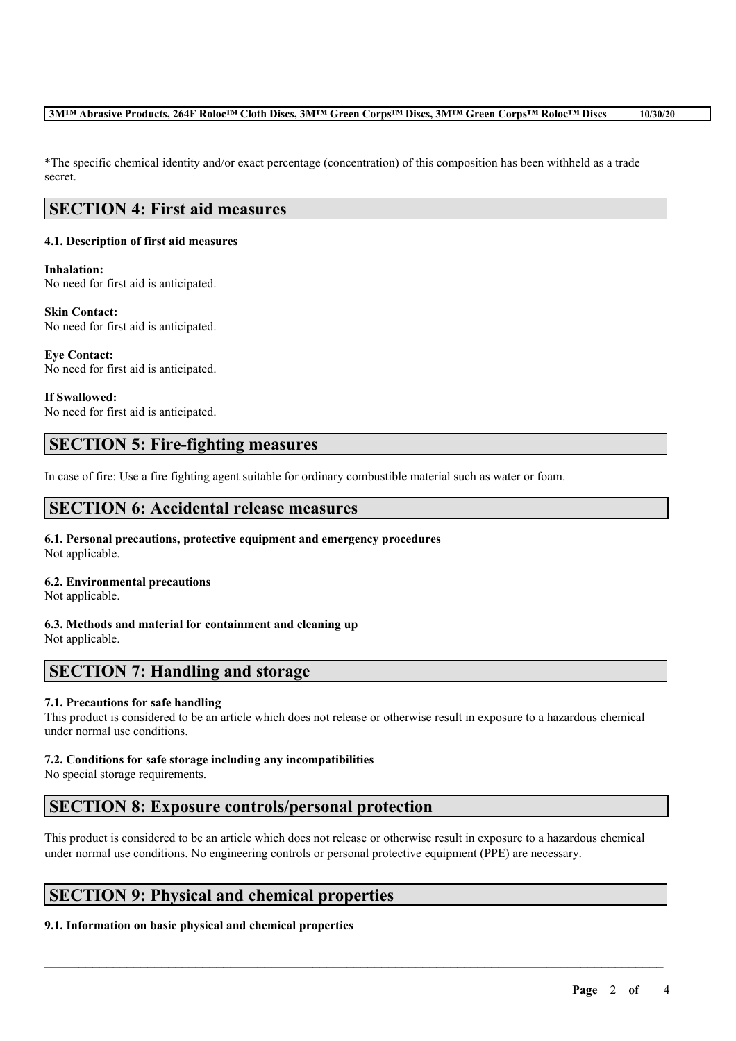*The specific chemical identity and/or exact percentage (concentration) of this composition has been withheld as a trade secret.

## SECTION 4: First aid measures

### 4.1. Description of first aid measures

**Inhalation:**
No need for first aid is anticipated.

**Skin Contact:**
No need for first aid is anticipated.

**Eye Contact:**
No need for first aid is anticipated.

**If Swallowed:**
No need for first aid is anticipated.

## SECTION 5: Fire-fighting measures

In case of fire: Use a fire fighting agent suitable for ordinary combustible material such as water or foam.

## SECTION 6: Accidental release measures

### 6.1. Personal precautions, protective equipment and emergency procedures
Not applicable.

### 6.2. Environmental precautions
Not applicable.

### 6.3. Methods and material for containment and cleaning up
Not applicable.

## SECTION 7: Handling and storage

### 7.1. Precautions for safe handling
This product is considered to be an article which does not release or otherwise result in exposure to a hazardous chemical under normal use conditions.

### 7.2. Conditions for safe storage including any incompatibilities
No special storage requirements.

## SECTION 8: Exposure controls/personal protection

This product is considered to be an article which does not release or otherwise result in exposure to a hazardous chemical under normal use conditions. No engineering controls or personal protective equipment (PPE) are necessary.

## SECTION 9: Physical and chemical properties

### 9.1. Information on basic physical and chemical properties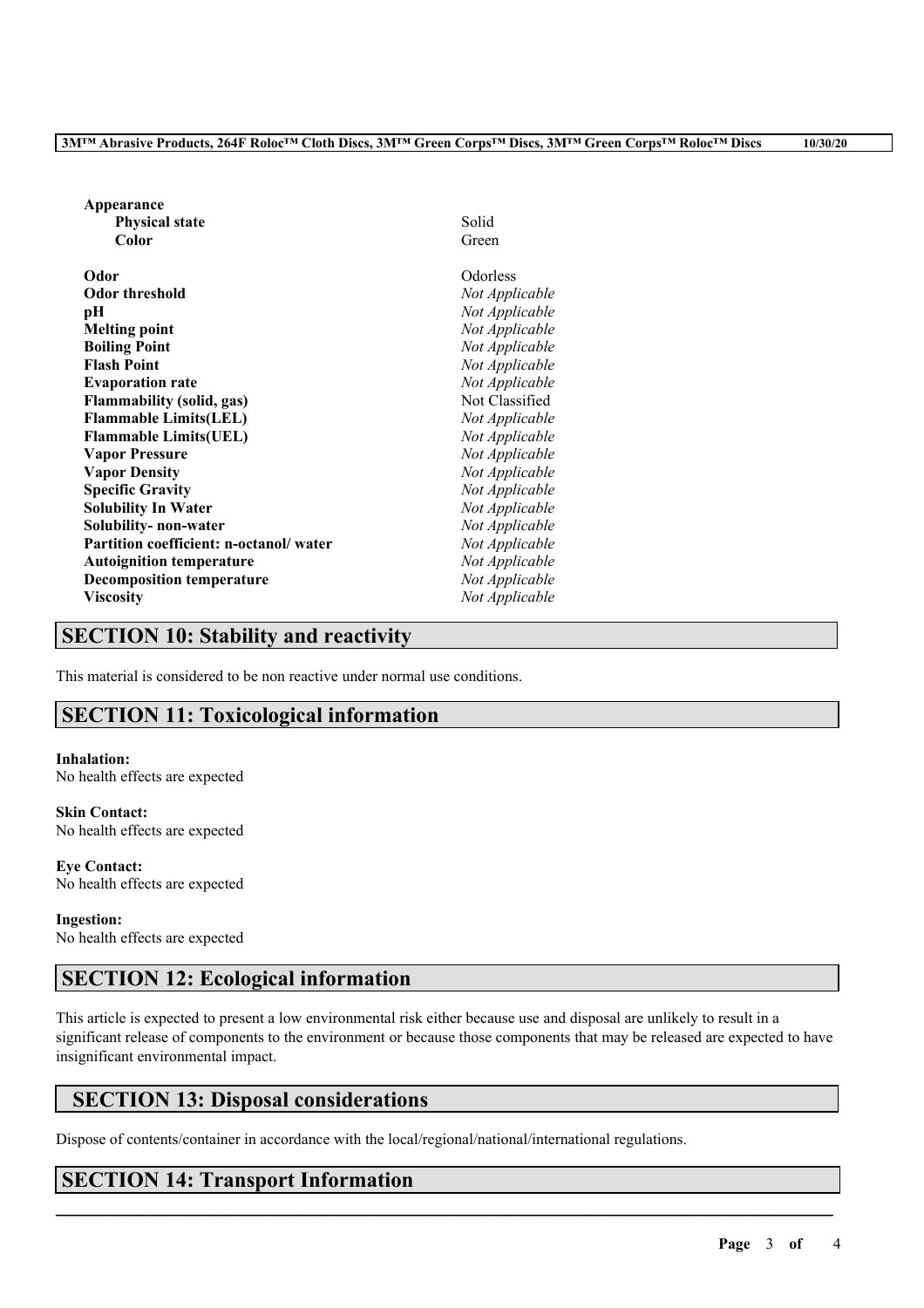| | |
|---|---|
| **Appearance** | |
| **Physical state** | Solid |
| **Color** | Green |
| **Odor** | Odorless |
| **Odor threshold** | *Not Applicable* |
| **pH** | *Not Applicable* |
| **Melting point** | *Not Applicable* |
| **Boiling Point** | *Not Applicable* |
| **Flash Point** | *Not Applicable* |
| **Evaporation rate** | *Not Applicable* |
| **Flammability (solid, gas)** | Not Classified |
| **Flammable Limits(LEL)** | *Not Applicable* |
| **Flammable Limits(UEL)** | *Not Applicable* |
| **Vapor Pressure** | *Not Applicable* |
| **Vapor Density** | *Not Applicable* |
| **Specific Gravity** | *Not Applicable* |
| **Solubility In Water** | *Not Applicable* |
| **Solubility- non-water** | *Not Applicable* |
| **Partition coefficient: n-octanol/ water** | *Not Applicable* |
| **Autoignition temperature** | *Not Applicable* |
| **Decomposition temperature** | *Not Applicable* |
| **Viscosity** | *Not Applicable* |

## SECTION 10: Stability and reactivity

This material is considered to be non reactive under normal use conditions.

## SECTION 11: Toxicological information

**Inhalation:**
No health effects are expected

**Skin Contact:**
No health effects are expected

**Eye Contact:**
No health effects are expected

**Ingestion:**
No health effects are expected

## SECTION 12: Ecological information

This article is expected to present a low environmental risk either because use and disposal are unlikely to result in a significant release of components to the environment or because those components that may be released are expected to have insignificant environmental impact.

## SECTION 13: Disposal considerations

Dispose of contents/container in accordance with the local/regional/national/international regulations.

## SECTION 14: Transport Information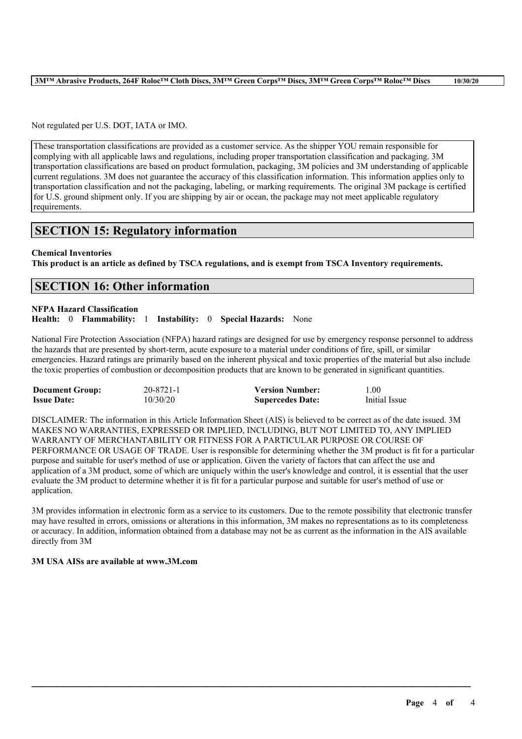Not regulated per U.S. DOT, IATA or IMO.

These transportation classifications are provided as a customer service. As the shipper YOU remain responsible for complying with all applicable laws and regulations, including proper transportation classification and packaging. 3M transportation classifications are based on product formulation, packaging, 3M policies and 3M understanding of applicable current regulations. 3M does not guarantee the accuracy of this classification information. This information applies only to transportation classification and not the packaging, labeling, or marking requirements. The original 3M package is certified for U.S. ground shipment only. If you are shipping by air or ocean, the package may not meet applicable regulatory requirements.

## SECTION 15: Regulatory information

**Chemical Inventories**

**This product is an article as defined by TSCA regulations, and is exempt from TSCA Inventory requirements.**

## SECTION 16: Other information

**NFPA Hazard Classification**

**Health:** 0 **Flammability:** 1 **Instability:** 0 **Special Hazards:** None

National Fire Protection Association (NFPA) hazard ratings are designed for use by emergency response personnel to address the hazards that are presented by short-term, acute exposure to a material under conditions of fire, spill, or similar emergencies. Hazard ratings are primarily based on the inherent physical and toxic properties of the material but also include the toxic properties of combustion or decomposition products that are known to be generated in significant quantities.

| | | | |
|---|---|---|---|
| **Document Group:** | 20-8721-1 | **Version Number:** | 1.00 |
| **Issue Date:** | 10/30/20 | **Supercedes Date:** | Initial Issue |

DISCLAIMER: The information in this Article Information Sheet (AIS) is believed to be correct as of the date issued. 3M MAKES NO WARRANTIES, EXPRESSED OR IMPLIED, INCLUDING, BUT NOT LIMITED TO, ANY IMPLIED WARRANTY OF MERCHANTABILITY OR FITNESS FOR A PARTICULAR PURPOSE OR COURSE OF PERFORMANCE OR USAGE OF TRADE. User is responsible for determining whether the 3M product is fit for a particular purpose and suitable for user's method of use or application. Given the variety of factors that can affect the use and application of a 3M product, some of which are uniquely within the user's knowledge and control, it is essential that the user evaluate the 3M product to determine whether it is fit for a particular purpose and suitable for user's method of use or application.

3M provides information in electronic form as a service to its customers. Due to the remote possibility that electronic transfer may have resulted in errors, omissions or alterations in this information, 3M makes no representations as to its completeness or accuracy. In addition, information obtained from a database may not be as current as the information in the AIS available directly from 3M

**3M USA AISs are available at www.3M.com**